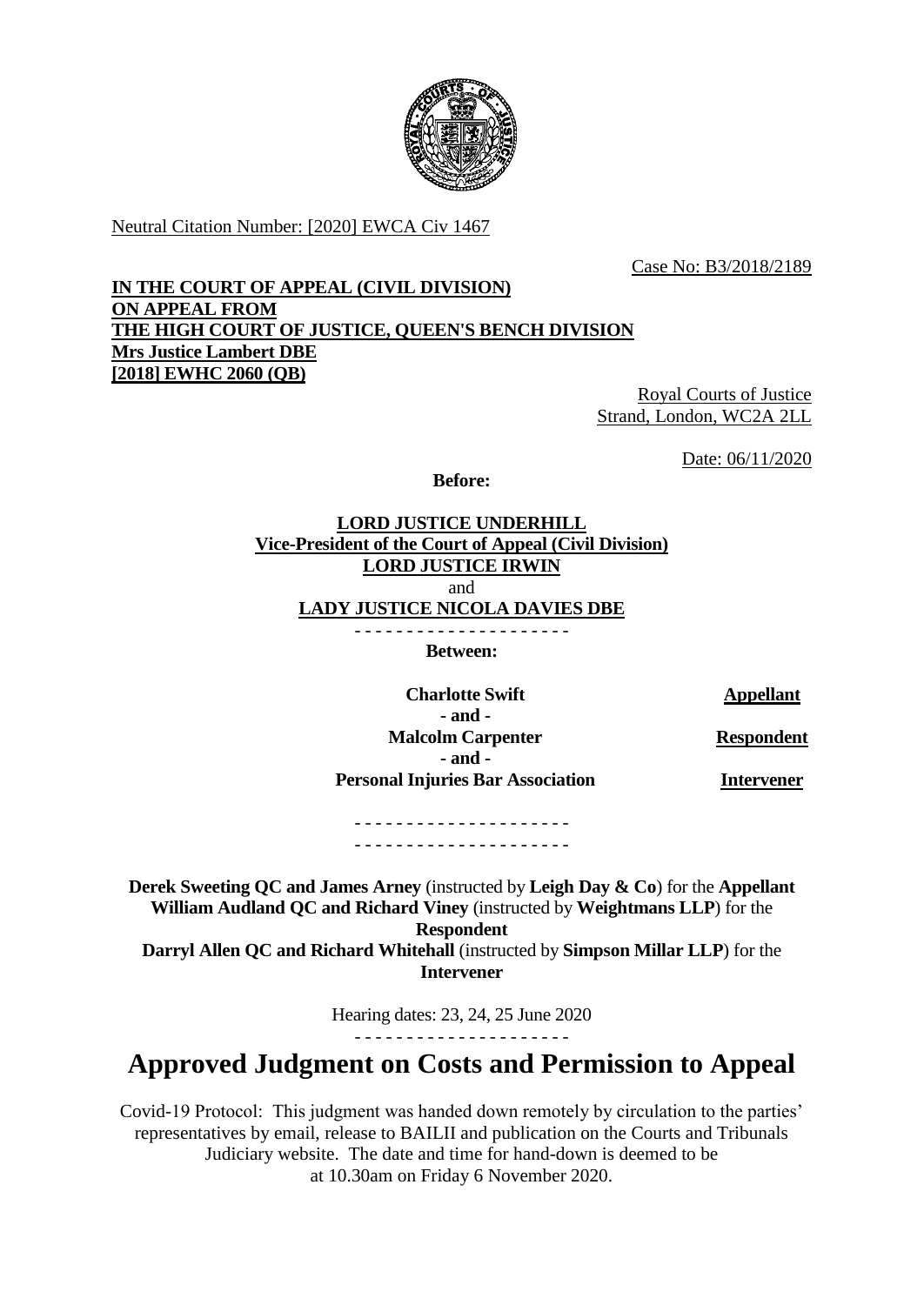Neutral Citation Number: [2020] EWCA Civ 1467

Case No: B3/2018/2189

**IN THE COURT OF APPEAL (CIVIL DIVISION)**
**ON APPEAL FROM**
**THE HIGH COURT OF JUSTICE, QUEEN'S BENCH DIVISION**
**Mrs Justice Lambert DBE**
**[2018] EWHC 2060 (QB)**

Royal Courts of Justice
Strand, London, WC2A 2LL

Date: 06/11/2020

**Before:**

**LORD JUSTICE UNDERHILL**
**Vice-President of the Court of Appeal (Civil Division)**
**LORD JUSTICE IRWIN**
and
**LADY JUSTICE NICOLA DAVIES DBE**

- - - - - - - - - - - - - - - - - - - - -

**Between:**

| | |
|---|---|
| **Charlotte Swift** | **Appellant** |
| **- and -** | |
| **Malcolm Carpenter** | **Respondent** |
| **- and -** | |
| **Personal Injuries Bar Association** | **Intervener** |

- - - - - - - - - - - - - - - - - - - - -
- - - - - - - - - - - - - - - - - - - - -

**Derek Sweeting QC and James Arney** (instructed by **Leigh Day & Co**) for the **Appellant**
**William Audland QC and Richard Viney** (instructed by **Weightmans LLP**) for the **Respondent**
**Darryl Allen QC and Richard Whitehall** (instructed by **Simpson Millar LLP**) for the **Intervener**

Hearing dates: 23, 24, 25 June 2020

- - - - - - - - - - - - - - - - - - - - -

# Approved Judgment on Costs and Permission to Appeal

Covid-19 Protocol: This judgment was handed down remotely by circulation to the parties' representatives by email, release to BAILII and publication on the Courts and Tribunals Judiciary website. The date and time for hand-down is deemed to be at 10.30am on Friday 6 November 2020.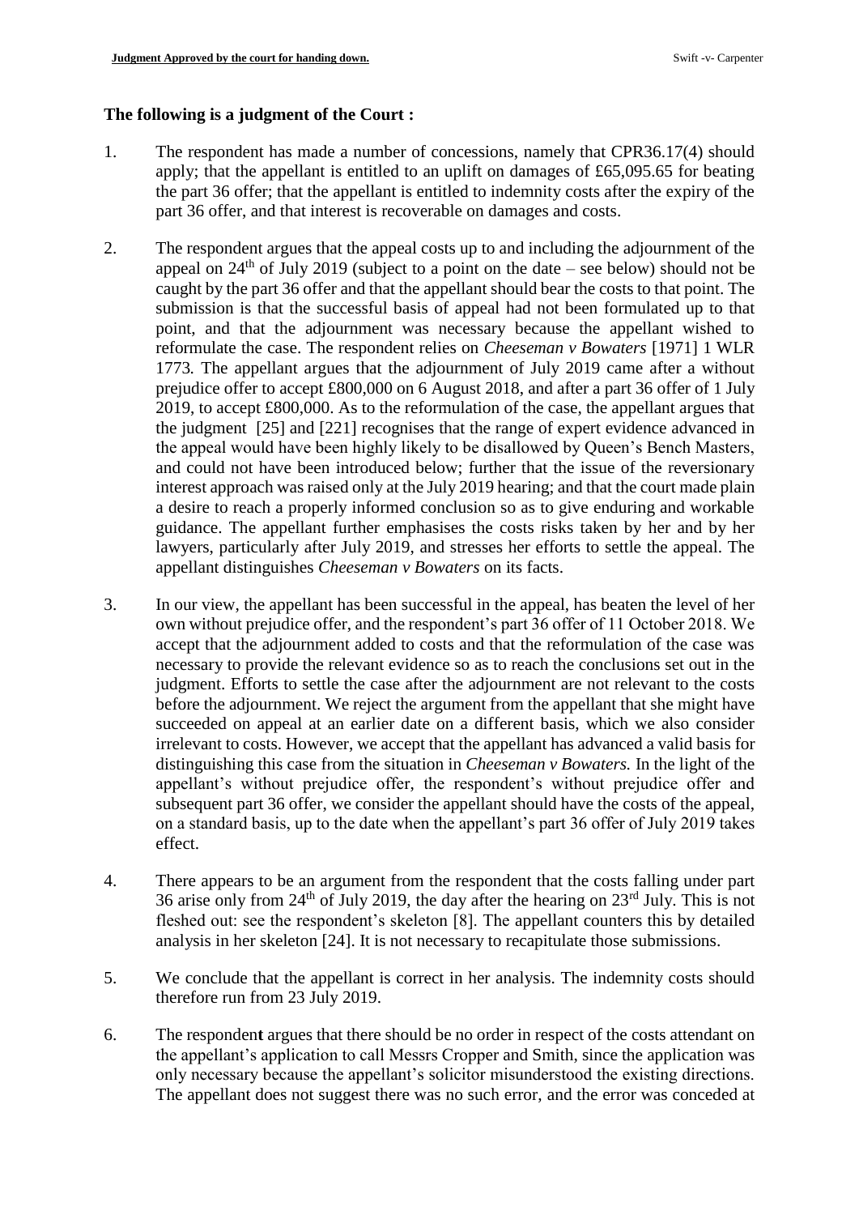**The following is a judgment of the Court :**

1. The respondent has made a number of concessions, namely that CPR36.17(4) should apply; that the appellant is entitled to an uplift on damages of £65,095.65 for beating the part 36 offer; that the appellant is entitled to indemnity costs after the expiry of the part 36 offer, and that interest is recoverable on damages and costs.

2. The respondent argues that the appeal costs up to and including the adjournment of the appeal on 24th of July 2019 (subject to a point on the date – see below) should not be caught by the part 36 offer and that the appellant should bear the costs to that point. The submission is that the successful basis of appeal had not been formulated up to that point, and that the adjournment was necessary because the appellant wished to reformulate the case. The respondent relies on *Cheeseman v Bowaters* [1971] 1 WLR 1773. The appellant argues that the adjournment of July 2019 came after a without prejudice offer to accept £800,000 on 6 August 2018, and after a part 36 offer of 1 July 2019, to accept £800,000. As to the reformulation of the case, the appellant argues that the judgment [25] and [221] recognises that the range of expert evidence advanced in the appeal would have been highly likely to be disallowed by Queen's Bench Masters, and could not have been introduced below; further that the issue of the reversionary interest approach was raised only at the July 2019 hearing; and that the court made plain a desire to reach a properly informed conclusion so as to give enduring and workable guidance. The appellant further emphasises the costs risks taken by her and by her lawyers, particularly after July 2019, and stresses her efforts to settle the appeal. The appellant distinguishes *Cheeseman v Bowaters* on its facts.

3. In our view, the appellant has been successful in the appeal, has beaten the level of her own without prejudice offer, and the respondent's part 36 offer of 11 October 2018. We accept that the adjournment added to costs and that the reformulation of the case was necessary to provide the relevant evidence so as to reach the conclusions set out in the judgment. Efforts to settle the case after the adjournment are not relevant to the costs before the adjournment. We reject the argument from the appellant that she might have succeeded on appeal at an earlier date on a different basis, which we also consider irrelevant to costs. However, we accept that the appellant has advanced a valid basis for distinguishing this case from the situation in *Cheeseman v Bowaters.* In the light of the appellant's without prejudice offer, the respondent's without prejudice offer and subsequent part 36 offer, we consider the appellant should have the costs of the appeal, on a standard basis, up to the date when the appellant's part 36 offer of July 2019 takes effect.

4. There appears to be an argument from the respondent that the costs falling under part 36 arise only from 24th of July 2019, the day after the hearing on 23rd July. This is not fleshed out: see the respondent's skeleton [8]. The appellant counters this by detailed analysis in her skeleton [24]. It is not necessary to recapitulate those submissions.

5. We conclude that the appellant is correct in her analysis. The indemnity costs should therefore run from 23 July 2019.

6. The respondent argues that there should be no order in respect of the costs attendant on the appellant's application to call Messrs Cropper and Smith, since the application was only necessary because the appellant's solicitor misunderstood the existing directions. The appellant does not suggest there was no such error, and the error was conceded at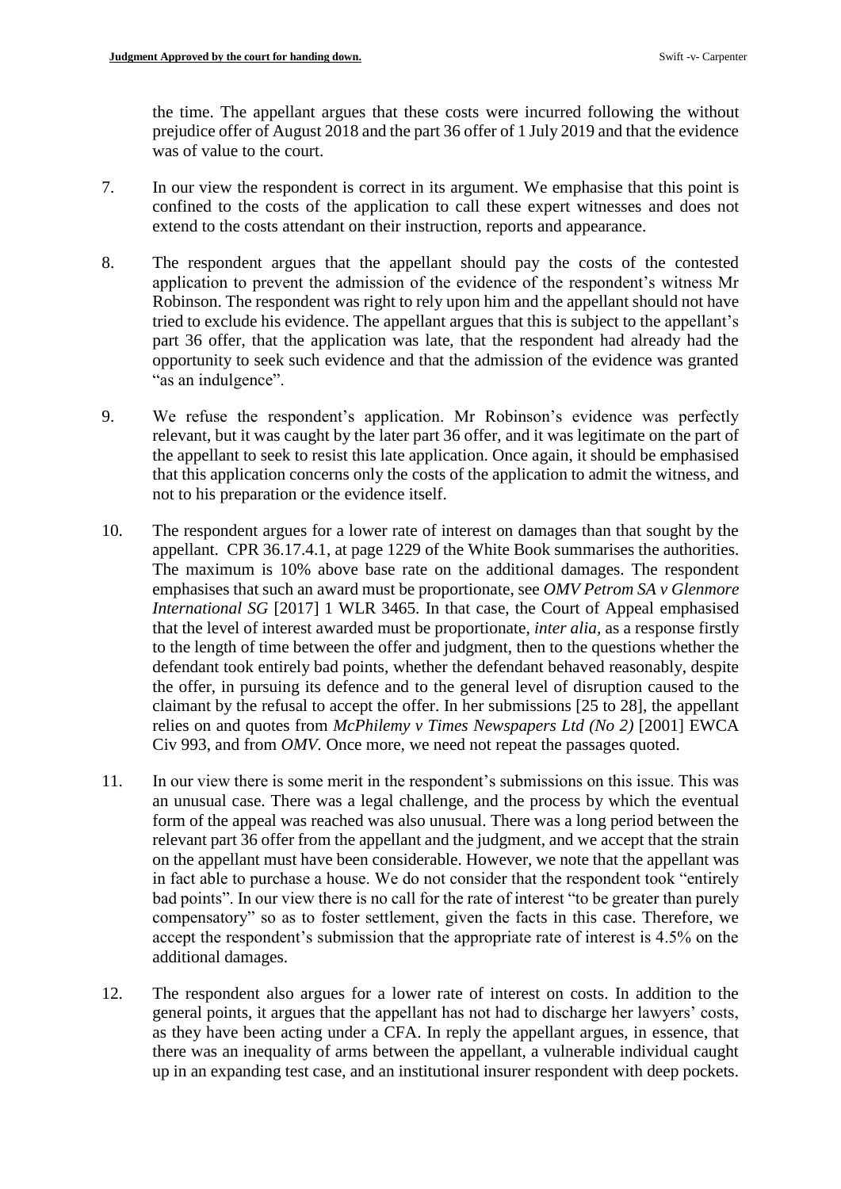the time. The appellant argues that these costs were incurred following the without prejudice offer of August 2018 and the part 36 offer of 1 July 2019 and that the evidence was of value to the court.

7. In our view the respondent is correct in its argument. We emphasise that this point is confined to the costs of the application to call these expert witnesses and does not extend to the costs attendant on their instruction, reports and appearance.

8. The respondent argues that the appellant should pay the costs of the contested application to prevent the admission of the evidence of the respondent's witness Mr Robinson. The respondent was right to rely upon him and the appellant should not have tried to exclude his evidence. The appellant argues that this is subject to the appellant's part 36 offer, that the application was late, that the respondent had already had the opportunity to seek such evidence and that the admission of the evidence was granted "as an indulgence".

9. We refuse the respondent's application. Mr Robinson's evidence was perfectly relevant, but it was caught by the later part 36 offer, and it was legitimate on the part of the appellant to seek to resist this late application. Once again, it should be emphasised that this application concerns only the costs of the application to admit the witness, and not to his preparation or the evidence itself.

10. The respondent argues for a lower rate of interest on damages than that sought by the appellant. CPR 36.17.4.1, at page 1229 of the White Book summarises the authorities. The maximum is 10% above base rate on the additional damages. The respondent emphasises that such an award must be proportionate, see *OMV Petrom SA v Glenmore International SG* [2017] 1 WLR 3465. In that case, the Court of Appeal emphasised that the level of interest awarded must be proportionate, *inter alia*, as a response firstly to the length of time between the offer and judgment, then to the questions whether the defendant took entirely bad points, whether the defendant behaved reasonably, despite the offer, in pursuing its defence and to the general level of disruption caused to the claimant by the refusal to accept the offer. In her submissions [25 to 28], the appellant relies on and quotes from *McPhilemy v Times Newspapers Ltd (No 2)* [2001] EWCA Civ 993, and from *OMV*. Once more, we need not repeat the passages quoted.

11. In our view there is some merit in the respondent's submissions on this issue. This was an unusual case. There was a legal challenge, and the process by which the eventual form of the appeal was reached was also unusual. There was a long period between the relevant part 36 offer from the appellant and the judgment, and we accept that the strain on the appellant must have been considerable. However, we note that the appellant was in fact able to purchase a house. We do not consider that the respondent took "entirely bad points". In our view there is no call for the rate of interest "to be greater than purely compensatory" so as to foster settlement, given the facts in this case. Therefore, we accept the respondent's submission that the appropriate rate of interest is 4.5% on the additional damages.

12. The respondent also argues for a lower rate of interest on costs. In addition to the general points, it argues that the appellant has not had to discharge her lawyers' costs, as they have been acting under a CFA. In reply the appellant argues, in essence, that there was an inequality of arms between the appellant, a vulnerable individual caught up in an expanding test case, and an institutional insurer respondent with deep pockets.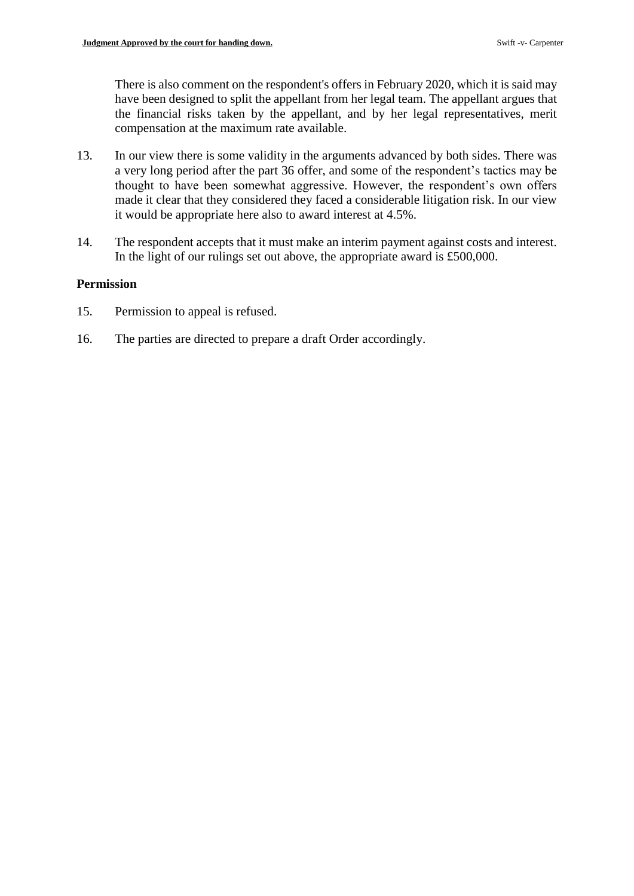There is also comment on the respondent's offers in February 2020, which it is said may have been designed to split the appellant from her legal team. The appellant argues that the financial risks taken by the appellant, and by her legal representatives, merit compensation at the maximum rate available.

13. In our view there is some validity in the arguments advanced by both sides. There was a very long period after the part 36 offer, and some of the respondent's tactics may be thought to have been somewhat aggressive. However, the respondent's own offers made it clear that they considered they faced a considerable litigation risk. In our view it would be appropriate here also to award interest at 4.5%.

14. The respondent accepts that it must make an interim payment against costs and interest. In the light of our rulings set out above, the appropriate award is £500,000.

**Permission**

15. Permission to appeal is refused.

16. The parties are directed to prepare a draft Order accordingly.